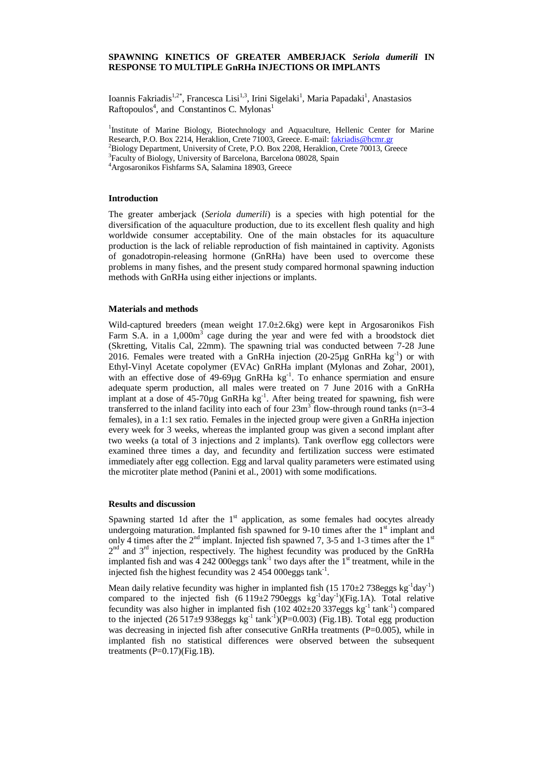# SPAWNING KINETICS OF GREATER AMBERJACK *Seriola dumerili* IN RESPONSE TO MULTIPLE GnRHa INJECTIONS OR IMPLANTS

Ioannis Fakriadis[1,2*], Francesca Lisi[1,3], Irini Sigelaki[1], Maria Papadaki[1], Anastasios Raftopoulos[4], and Constantinos C. Mylonas[1]

[1]Institute of Marine Biology, Biotechnology and Aquaculture, Hellenic Center for Marine Research, P.O. Box 2214, Heraklion, Crete 71003, Greece. E-mail: fakriadis@hcmr.gr
[2]Biology Department, University of Crete, P.O. Box 2208, Heraklion, Crete 70013, Greece
[3]Faculty of Biology, University of Barcelona, Barcelona 08028, Spain
[4]Argosaronikos Fishfarms SA, Salamina 18903, Greece

## Introduction

The greater amberjack (*Seriola dumerili*) is a species with high potential for the diversification of the aquaculture production, due to its excellent flesh quality and high worldwide consumer acceptability. One of the main obstacles for its aquaculture production is the lack of reliable reproduction of fish maintained in captivity. Agonists of gonadotropin-releasing hormone (GnRHa) have been used to overcome these problems in many fishes, and the present study compared hormonal spawning induction methods with GnRHa using either injections or implants.

## Materials and methods

Wild-captured breeders (mean weight 17.0±2.6kg) were kept in Argosaronikos Fish Farm S.A. in a 1,000m$^3$ cage during the year and were fed with a broodstock diet (Skretting, Vitalis Cal, 22mm). The spawning trial was conducted between 7-28 June 2016. Females were treated with a GnRHa injection (20-25μg GnRHa kg$^{-1}$) or with Ethyl-Vinyl Acetate copolymer (EVAc) GnRHa implant (Mylonas and Zohar, 2001), with an effective dose of 49-69μg GnRHa kg$^{-1}$. To enhance spermiation and ensure adequate sperm production, all males were treated on 7 June 2016 with a GnRHa implant at a dose of 45-70μg GnRHa kg$^{-1}$. After being treated for spawning, fish were transferred to the inland facility into each of four 23m$^3$ flow-through round tanks (n=3-4 females), in a 1:1 sex ratio. Females in the injected group were given a GnRHa injection every week for 3 weeks, whereas the implanted group was given a second implant after two weeks (a total of 3 injections and 2 implants). Tank overflow egg collectors were examined three times a day, and fecundity and fertilization success were estimated immediately after egg collection. Egg and larval quality parameters were estimated using the microtiter plate method (Panini et al., 2001) with some modifications.

## Results and discussion

Spawning started 1d after the 1$^{st}$ application, as some females had oocytes already undergoing maturation. Implanted fish spawned for 9-10 times after the 1$^{st}$ implant and only 4 times after the 2$^{nd}$ implant. Injected fish spawned 7, 3-5 and 1-3 times after the 1$^{st}$ 2$^{nd}$ and 3$^{rd}$ injection, respectively. The highest fecundity was produced by the GnRHa implanted fish and was 4 242 000eggs tank$^{-1}$ two days after the 1$^{st}$ treatment, while in the injected fish the highest fecundity was 2 454 000eggs tank$^{-1}$.

Mean daily relative fecundity was higher in implanted fish (15 170±2 738eggs kg$^{-1}$day$^{-1}$) compared to the injected fish (6 119±2 790eggs kg$^{-1}$day$^{-1}$)(Fig.1A). Total relative fecundity was also higher in implanted fish (102 402±20 337eggs kg$^{-1}$ tank$^{-1}$) compared to the injected (26 517±9 938eggs kg$^{-1}$ tank$^{-1}$)(P=0.003) (Fig.1B). Total egg production was decreasing in injected fish after consecutive GnRHa treatments (P=0.005), while in implanted fish no statistical differences were observed between the subsequent treatments (P=0.17)(Fig.1B).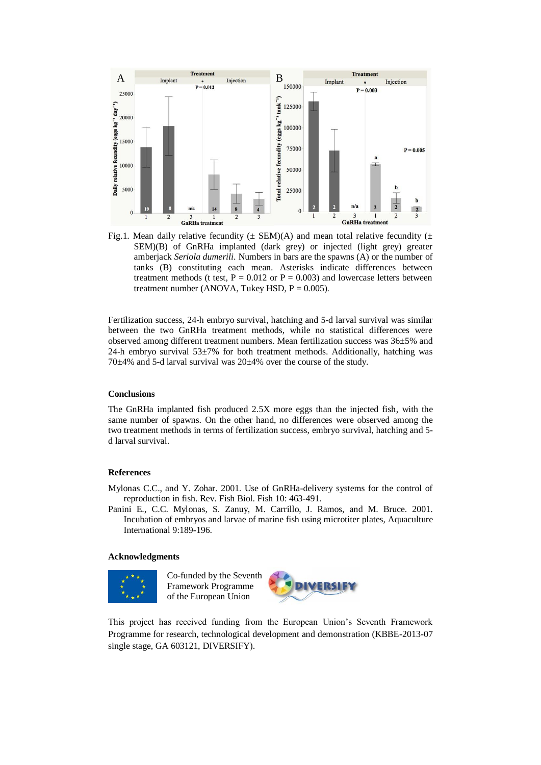A

Treatment

Implant * Injection

P = 0.012

Daily relative fecundity (eggs kg$^{-1}$ day$^{-1}$)

25000

20000

15000

10000

5000

0

19 8 n/a 14 8 4

1 2 3 1 2 3

GnRHa treatment

B

Treatment

Implant * Injection

P = 0.003

Total relative fecundity (eggs kg$^{-1}$ tank$^{-1}$)

150000

125000

100000

75000

50000

25000

0

P = 0.005

a

b

b

2 2 n/a 2 2 2

1 2 3 1 2 3

GnRHa treatment

Fig.1. Mean daily relative fecundity (± SEM)(A) and mean total relative fecundity (± SEM)(B) of GnRHa implanted (dark grey) or injected (light grey) greater amberjack *Seriola dumerili*. Numbers in bars are the spawns (A) or the number of tanks (B) constituting each mean. Asterisks indicate differences between treatment methods (t test, $P = 0.012$ or $P = 0.003$) and lowercase letters between treatment number (ANOVA, Tukey HSD, $P = 0.005$).

Fertilization success, 24-h embryo survival, hatching and 5-d larval survival was similar between the two GnRHa treatment methods, while no statistical differences were observed among different treatment numbers. Mean fertilization success was 36±5% and 24-h embryo survival 53±7% for both treatment methods. Additionally, hatching was 70±4% and 5-d larval survival was 20±4% over the course of the study.

## Conclusions

The GnRHa implanted fish produced 2.5X more eggs than the injected fish, with the same number of spawns. On the other hand, no differences were observed among the two treatment methods in terms of fertilization success, embryo survival, hatching and 5-d larval survival.

## References

Mylonas C.C., and Y. Zohar. 2001. Use of GnRHa-delivery systems for the control of reproduction in fish. Rev. Fish Biol. Fish 10: 463-491.

Panini E., C.C. Mylonas, S. Zanuy, M. Carrillo, J. Ramos, and M. Bruce. 2001. Incubation of embryos and larvae of marine fish using microtiter plates, Aquaculture International 9:189-196.

## Acknowledgments

Co-funded by the Seventh Framework Programme of the European Union

DIVERSIFY

This project has received funding from the European Union's Seventh Framework Programme for research, technological development and demonstration (KBBE-2013-07 single stage, GA 603121, DIVERSIFY).